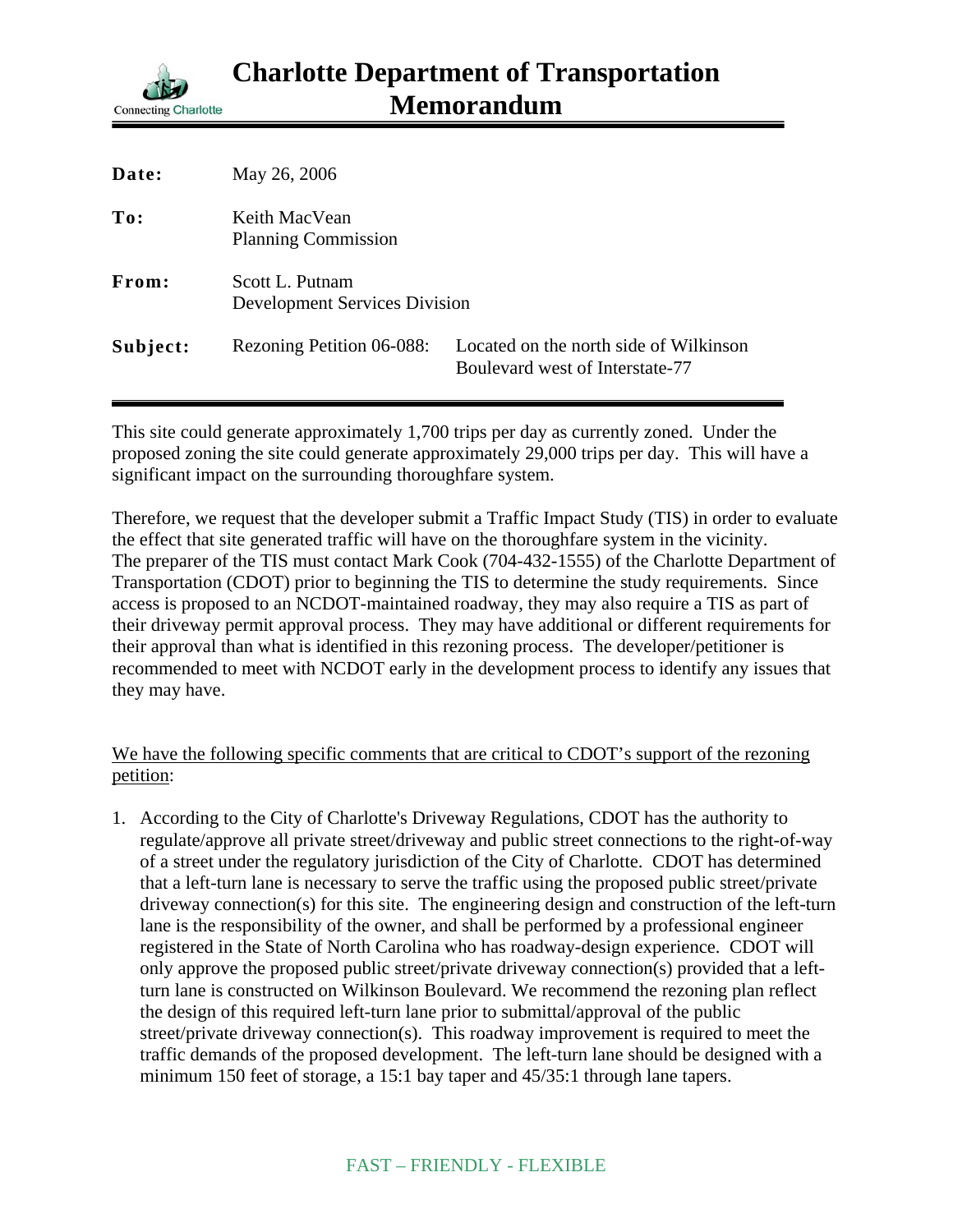# Charlotte Department of Transportation Memorandum

Connecting Charlotte

| | | |
|---|---|---|
| **Date:** | May 26, 2006 | |
| **To:** | Keith MacVean<br>Planning Commission | |
| **From:** | Scott L. Putnam<br>Development Services Division | |
| **Subject:** | Rezoning Petition 06-088: | Located on the north side of Wilkinson Boulevard west of Interstate-77 |

This site could generate approximately 1,700 trips per day as currently zoned. Under the proposed zoning the site could generate approximately 29,000 trips per day. This will have a significant impact on the surrounding thoroughfare system.

Therefore, we request that the developer submit a Traffic Impact Study (TIS) in order to evaluate the effect that site generated traffic will have on the thoroughfare system in the vicinity. The preparer of the TIS must contact Mark Cook (704-432-1555) of the Charlotte Department of Transportation (CDOT) prior to beginning the TIS to determine the study requirements. Since access is proposed to an NCDOT-maintained roadway, they may also require a TIS as part of their driveway permit approval process. They may have additional or different requirements for their approval than what is identified in this rezoning process. The developer/petitioner is recommended to meet with NCDOT early in the development process to identify any issues that they may have.

<u>We have the following specific comments that are critical to CDOT's support of the rezoning petition</u>:

1. According to the City of Charlotte's Driveway Regulations, CDOT has the authority to regulate/approve all private street/driveway and public street connections to the right-of-way of a street under the regulatory jurisdiction of the City of Charlotte. CDOT has determined that a left-turn lane is necessary to serve the traffic using the proposed public street/private driveway connection(s) for this site. The engineering design and construction of the left-turn lane is the responsibility of the owner, and shall be performed by a professional engineer registered in the State of North Carolina who has roadway-design experience. CDOT will only approve the proposed public street/private driveway connection(s) provided that a left-turn lane is constructed on Wilkinson Boulevard. We recommend the rezoning plan reflect the design of this required left-turn lane prior to submittal/approval of the public street/private driveway connection(s). This roadway improvement is required to meet the traffic demands of the proposed development. The left-turn lane should be designed with a minimum 150 feet of storage, a 15:1 bay taper and 45/35:1 through lane tapers.

FAST – FRIENDLY - FLEXIBLE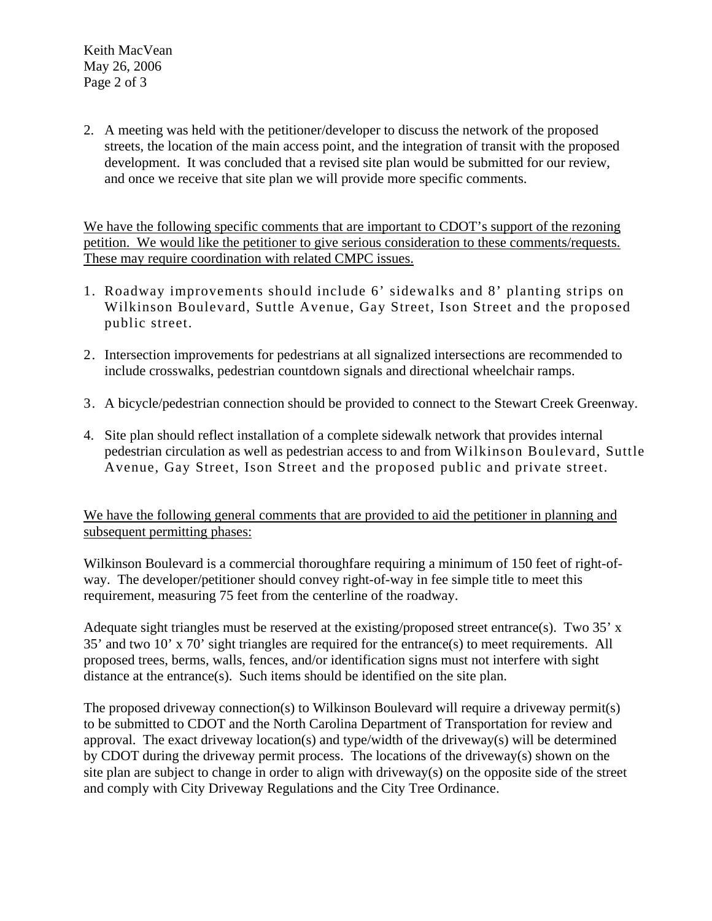2. A meeting was held with the petitioner/developer to discuss the network of the proposed streets, the location of the main access point, and the integration of transit with the proposed development. It was concluded that a revised site plan would be submitted for our review, and once we receive that site plan we will provide more specific comments.

<u>We have the following specific comments that are important to CDOT's support of the rezoning petition. We would like the petitioner to give serious consideration to these comments/requests. These may require coordination with related CMPC issues.</u>

1. Roadway improvements should include 6' sidewalks and 8' planting strips on Wilkinson Boulevard, Suttle Avenue, Gay Street, Ison Street and the proposed public street.

2. Intersection improvements for pedestrians at all signalized intersections are recommended to include crosswalks, pedestrian countdown signals and directional wheelchair ramps.

3. A bicycle/pedestrian connection should be provided to connect to the Stewart Creek Greenway.

4. Site plan should reflect installation of a complete sidewalk network that provides internal pedestrian circulation as well as pedestrian access to and from Wilkinson Boulevard, Suttle Avenue, Gay Street, Ison Street and the proposed public and private street.

<u>We have the following general comments that are provided to aid the petitioner in planning and subsequent permitting phases:</u>

Wilkinson Boulevard is a commercial thoroughfare requiring a minimum of 150 feet of right-of-way. The developer/petitioner should convey right-of-way in fee simple title to meet this requirement, measuring 75 feet from the centerline of the roadway.

Adequate sight triangles must be reserved at the existing/proposed street entrance(s). Two 35' x 35' and two 10' x 70' sight triangles are required for the entrance(s) to meet requirements. All proposed trees, berms, walls, fences, and/or identification signs must not interfere with sight distance at the entrance(s). Such items should be identified on the site plan.

The proposed driveway connection(s) to Wilkinson Boulevard will require a driveway permit(s) to be submitted to CDOT and the North Carolina Department of Transportation for review and approval. The exact driveway location(s) and type/width of the driveway(s) will be determined by CDOT during the driveway permit process. The locations of the driveway(s) shown on the site plan are subject to change in order to align with driveway(s) on the opposite side of the street and comply with City Driveway Regulations and the City Tree Ordinance.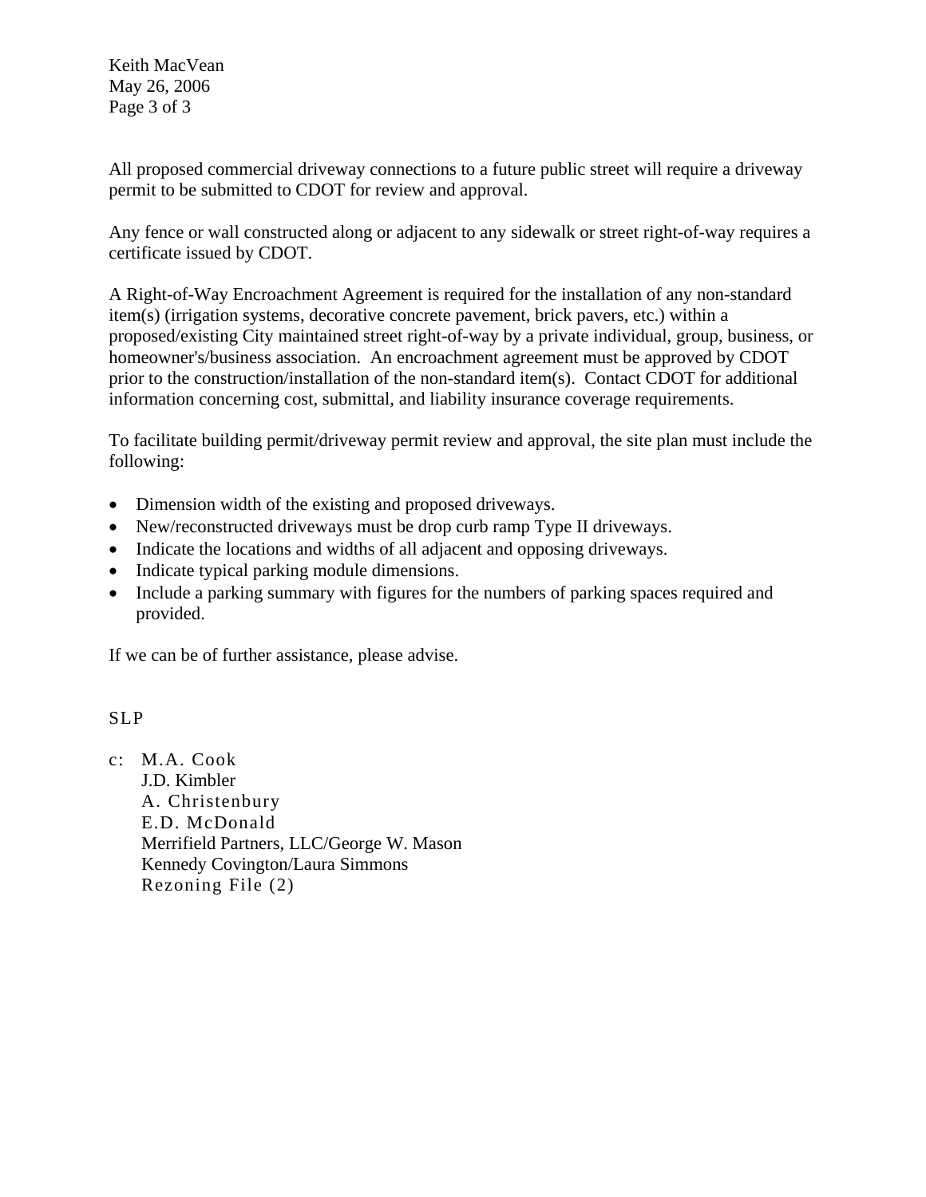All proposed commercial driveway connections to a future public street will require a driveway permit to be submitted to CDOT for review and approval.

Any fence or wall constructed along or adjacent to any sidewalk or street right-of-way requires a certificate issued by CDOT.

A Right-of-Way Encroachment Agreement is required for the installation of any non-standard item(s) (irrigation systems, decorative concrete pavement, brick pavers, etc.) within a proposed/existing City maintained street right-of-way by a private individual, group, business, or homeowner's/business association. An encroachment agreement must be approved by CDOT prior to the construction/installation of the non-standard item(s). Contact CDOT for additional information concerning cost, submittal, and liability insurance coverage requirements.

To facilitate building permit/driveway permit review and approval, the site plan must include the following:

- Dimension width of the existing and proposed driveways.
- New/reconstructed driveways must be drop curb ramp Type II driveways.
- Indicate the locations and widths of all adjacent and opposing driveways.
- Indicate typical parking module dimensions.
- Include a parking summary with figures for the numbers of parking spaces required and provided.

If we can be of further assistance, please advise.

SLP

c: M.A. Cook
J.D. Kimbler
A. Christenbury
E.D. McDonald
Merrifield Partners, LLC/George W. Mason
Kennedy Covington/Laura Simmons
Rezoning File (2)